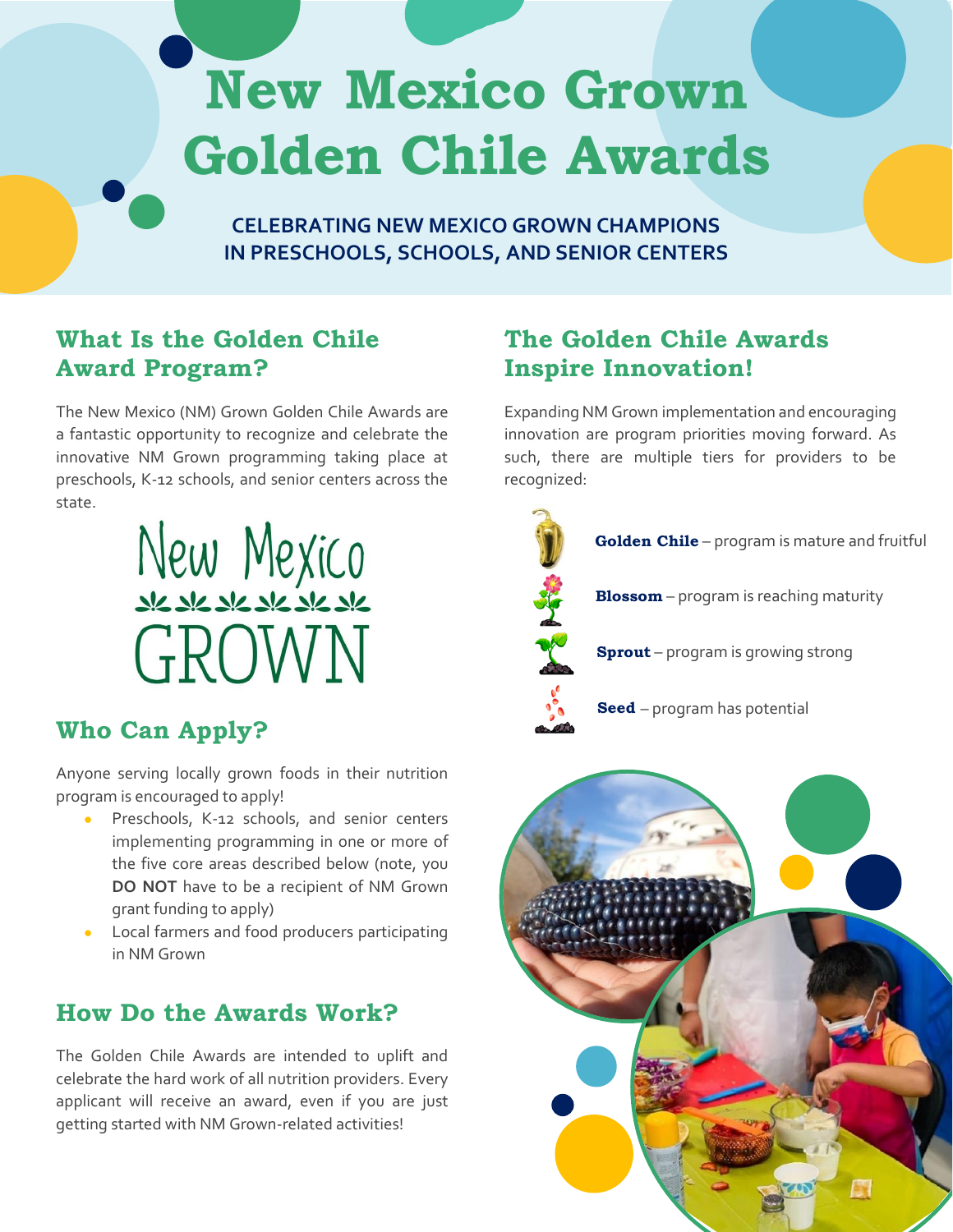# New Mexico Grown Golden Chile Awards

**CELEBRATING NEW MEXICO GROWN CHAMPIONS IN PRESCHOOLS, SCHOOLS, AND SENIOR CENTERS**

## What Is the Golden Chile Award Program?

The New Mexico (NM) Grown Golden Chile Awards are a fantastic opportunity to recognize and celebrate the innovative NM Grown programming taking place at preschools, K-12 schools, and senior centers across the state.

New Mexico GROWN

## Who Can Apply?

Anyone serving locally grown foods in their nutrition program is encouraged to apply!

- Preschools, K-12 schools, and senior centers implementing programming in one or more of the five core areas described below (note, you **DO NOT** have to be a recipient of NM Grown grant funding to apply)
- Local farmers and food producers participating in NM Grown

## How Do the Awards Work?

The Golden Chile Awards are intended to uplift and celebrate the hard work of all nutrition providers. Every applicant will receive an award, even if you are just getting started with NM Grown-related activities!

## The Golden Chile Awards Inspire Innovation!

Expanding NM Grown implementation and encouraging innovation are program priorities moving forward. As such, there are multiple tiers for providers to be recognized:

- **Golden Chile** – program is mature and fruitful
- **Blossom** – program is reaching maturity
- **Sprout** – program is growing strong
- **Seed** – program has potential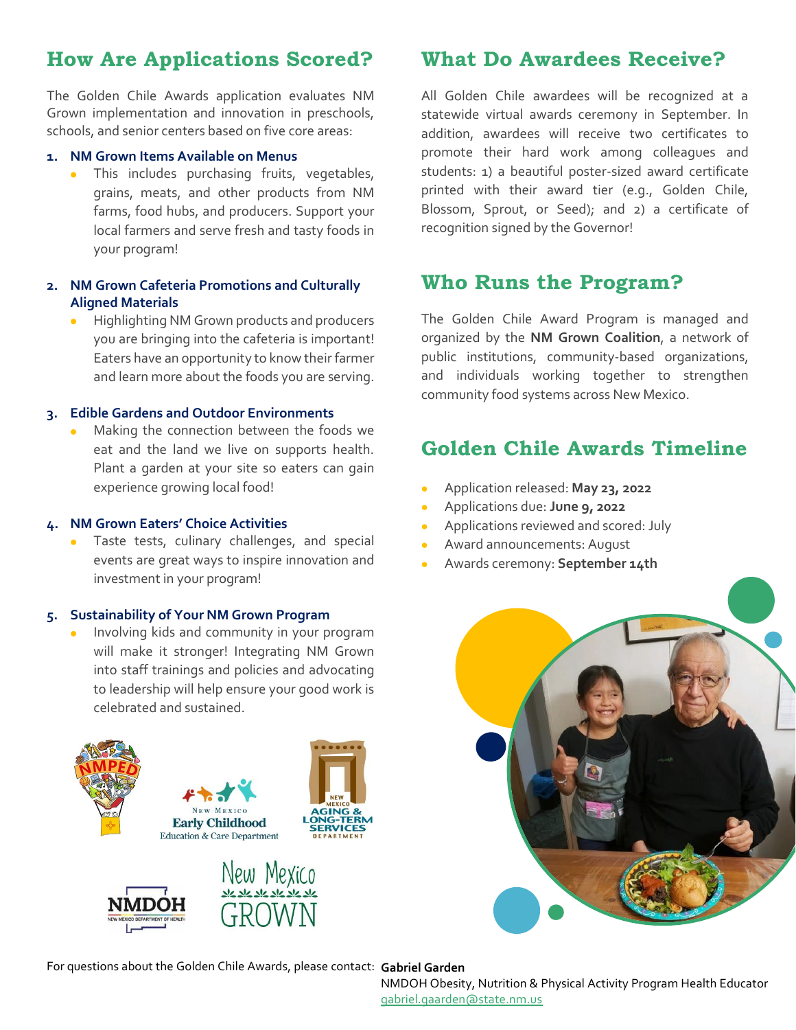## How Are Applications Scored?

The Golden Chile Awards application evaluates NM Grown implementation and innovation in preschools, schools, and senior centers based on five core areas:

1. **NM Grown Items Available on Menus**
   - This includes purchasing fruits, vegetables, grains, meats, and other products from NM farms, food hubs, and producers. Support your local farmers and serve fresh and tasty foods in your program!

2. **NM Grown Cafeteria Promotions and Culturally Aligned Materials**
   - Highlighting NM Grown products and producers you are bringing into the cafeteria is important! Eaters have an opportunity to know their farmer and learn more about the foods you are serving.

3. **Edible Gardens and Outdoor Environments**
   - Making the connection between the foods we eat and the land we live on supports health. Plant a garden at your site so eaters can gain experience growing local food!

4. **NM Grown Eaters' Choice Activities**
   - Taste tests, culinary challenges, and special events are great ways to inspire innovation and investment in your program!

5. **Sustainability of Your NM Grown Program**
   - Involving kids and community in your program will make it stronger! Integrating NM Grown into staff trainings and policies and advocating to leadership will help ensure your good work is celebrated and sustained.

## What Do Awardees Receive?

All Golden Chile awardees will be recognized at a statewide virtual awards ceremony in September. In addition, awardees will receive two certificates to promote their hard work among colleagues and students: 1) a beautiful poster-sized award certificate printed with their award tier (e.g., Golden Chile, Blossom, Sprout, or Seed); and 2) a certificate of recognition signed by the Governor!

## Who Runs the Program?

The Golden Chile Award Program is managed and organized by the **NM Grown Coalition**, a network of public institutions, community-based organizations, and individuals working together to strengthen community food systems across New Mexico.

## Golden Chile Awards Timeline

- Application released: **May 23, 2022**
- Applications due: **June 9, 2022**
- Applications reviewed and scored: July
- Award announcements: August
- Awards ceremony: **September 14th**

For questions about the Golden Chile Awards, please contact: **Gabriel Garden**
NMDOH Obesity, Nutrition & Physical Activity Program Health Educator
gabriel.gaarden@state.nm.us